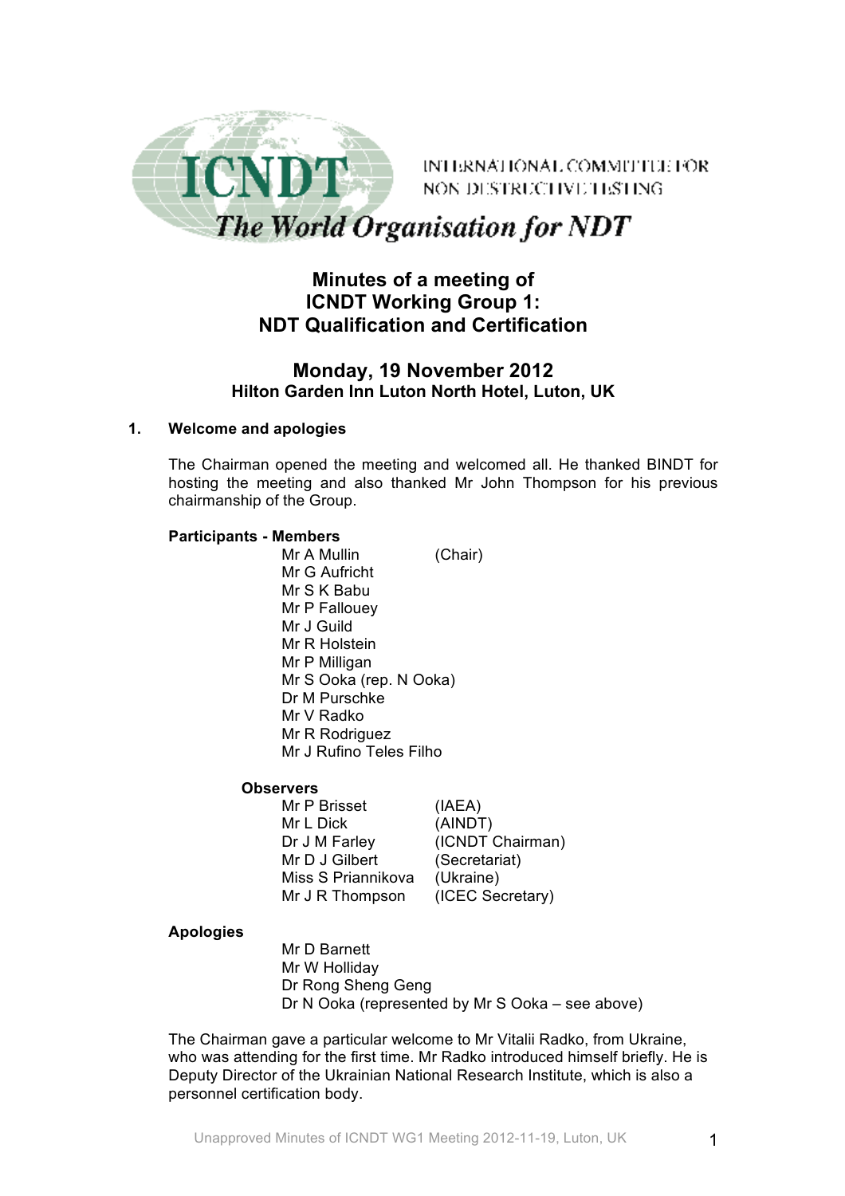ICNDT

INTERNATIONAL COMMITTEE FOR NON DESTRUCTIVE TESTING

*The World Organisation for NDT*

# Minutes of a meeting of ICNDT Working Group 1: NDT Qualification and Certification

## Monday, 19 November 2012

**Hilton Garden Inn Luton North Hotel, Luton, UK**

### 1. Welcome and apologies

The Chairman opened the meeting and welcomed all. He thanked BINDT for hosting the meeting and also thanked Mr John Thompson for his previous chairmanship of the Group.

**Participants - Members**

| | |
|---|---|
| Mr A Mullin | (Chair) |
| Mr G Aufricht | |
| Mr S K Babu | |
| Mr P Fallouey | |
| Mr J Guild | |
| Mr R Holstein | |
| Mr P Milligan | |
| Mr S Ooka (rep. N Ooka) | |
| Dr M Purschke | |
| Mr V Radko | |
| Mr R Rodriguez | |
| Mr J Rufino Teles Filho | |

**Observers**

| | |
|---|---|
| Mr P Brisset | (IAEA) |
| Mr L Dick | (AINDT) |
| Dr J M Farley | (ICNDT Chairman) |
| Mr D J Gilbert | (Secretariat) |
| Miss S Priannikova | (Ukraine) |
| Mr J R Thompson | (ICEC Secretary) |

**Apologies**

Mr D Barnett
Mr W Holliday
Dr Rong Sheng Geng
Dr N Ooka (represented by Mr S Ooka – see above)

The Chairman gave a particular welcome to Mr Vitalii Radko, from Ukraine, who was attending for the first time. Mr Radko introduced himself briefly. He is Deputy Director of the Ukrainian National Research Institute, which is also a personnel certification body.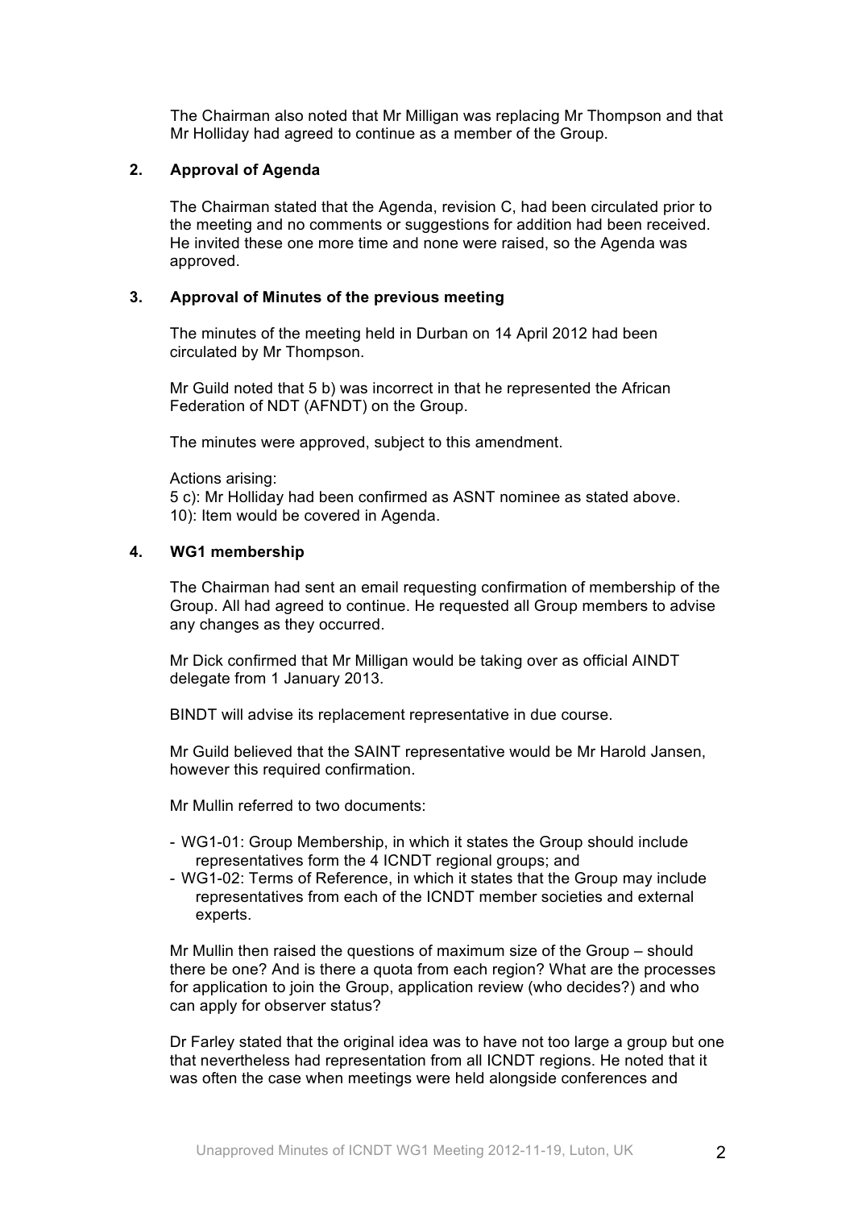The Chairman also noted that Mr Milligan was replacing Mr Thompson and that Mr Holliday had agreed to continue as a member of the Group.

## 2. Approval of Agenda

The Chairman stated that the Agenda, revision C, had been circulated prior to the meeting and no comments or suggestions for addition had been received. He invited these one more time and none were raised, so the Agenda was approved.

## 3. Approval of Minutes of the previous meeting

The minutes of the meeting held in Durban on 14 April 2012 had been circulated by Mr Thompson.

Mr Guild noted that 5 b) was incorrect in that he represented the African Federation of NDT (AFNDT) on the Group.

The minutes were approved, subject to this amendment.

Actions arising:
5 c): Mr Holliday had been confirmed as ASNT nominee as stated above.
10): Item would be covered in Agenda.

## 4. WG1 membership

The Chairman had sent an email requesting confirmation of membership of the Group. All had agreed to continue. He requested all Group members to advise any changes as they occurred.

Mr Dick confirmed that Mr Milligan would be taking over as official AINDT delegate from 1 January 2013.

BINDT will advise its replacement representative in due course.

Mr Guild believed that the SAINT representative would be Mr Harold Jansen, however this required confirmation.

Mr Mullin referred to two documents:

- WG1-01: Group Membership, in which it states the Group should include representatives form the 4 ICNDT regional groups; and
- WG1-02: Terms of Reference, in which it states that the Group may include representatives from each of the ICNDT member societies and external experts.

Mr Mullin then raised the questions of maximum size of the Group – should there be one? And is there a quota from each region? What are the processes for application to join the Group, application review (who decides?) and who can apply for observer status?

Dr Farley stated that the original idea was to have not too large a group but one that nevertheless had representation from all ICNDT regions. He noted that it was often the case when meetings were held alongside conferences and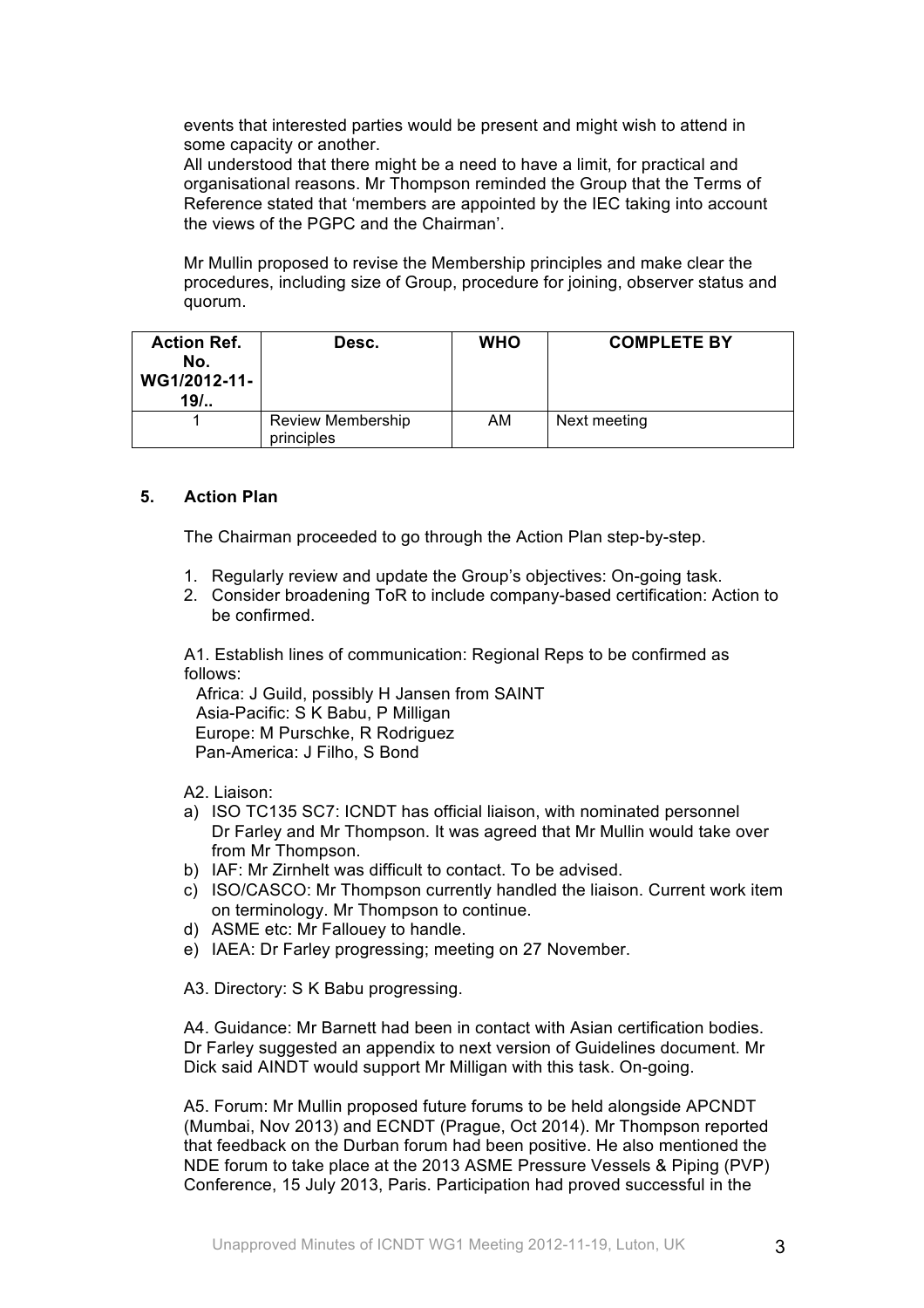events that interested parties would be present and might wish to attend in some capacity or another.
All understood that there might be a need to have a limit, for practical and organisational reasons. Mr Thompson reminded the Group that the Terms of Reference stated that 'members are appointed by the IEC taking into account the views of the PGPC and the Chairman'.

Mr Mullin proposed to revise the Membership principles and make clear the procedures, including size of Group, procedure for joining, observer status and quorum.

| Action Ref. No. WG1/2012-11-19/.. | Desc. | WHO | COMPLETE BY |
|---|---|---|---|
| 1 | Review Membership principles | AM | Next meeting |

## 5. Action Plan

The Chairman proceeded to go through the Action Plan step-by-step.

1. Regularly review and update the Group's objectives: On-going task.
2. Consider broadening ToR to include company-based certification: Action to be confirmed.

A1. Establish lines of communication: Regional Reps to be confirmed as follows:
Africa: J Guild, possibly H Jansen from SAINT
Asia-Pacific: S K Babu, P Milligan
Europe: M Purschke, R Rodriguez
Pan-America: J Filho, S Bond

A2. Liaison:

a) ISO TC135 SC7: ICNDT has official liaison, with nominated personnel Dr Farley and Mr Thompson. It was agreed that Mr Mullin would take over from Mr Thompson.
b) IAF: Mr Zirnhelt was difficult to contact. To be advised.
c) ISO/CASCO: Mr Thompson currently handled the liaison. Current work item on terminology. Mr Thompson to continue.
d) ASME etc: Mr Fallouey to handle.
e) IAEA: Dr Farley progressing; meeting on 27 November.

A3. Directory: S K Babu progressing.

A4. Guidance: Mr Barnett had been in contact with Asian certification bodies. Dr Farley suggested an appendix to next version of Guidelines document. Mr Dick said AINDT would support Mr Milligan with this task. On-going.

A5. Forum: Mr Mullin proposed future forums to be held alongside APCNDT (Mumbai, Nov 2013) and ECNDT (Prague, Oct 2014). Mr Thompson reported that feedback on the Durban forum had been positive. He also mentioned the NDE forum to take place at the 2013 ASME Pressure Vessels & Piping (PVP) Conference, 15 July 2013, Paris. Participation had proved successful in the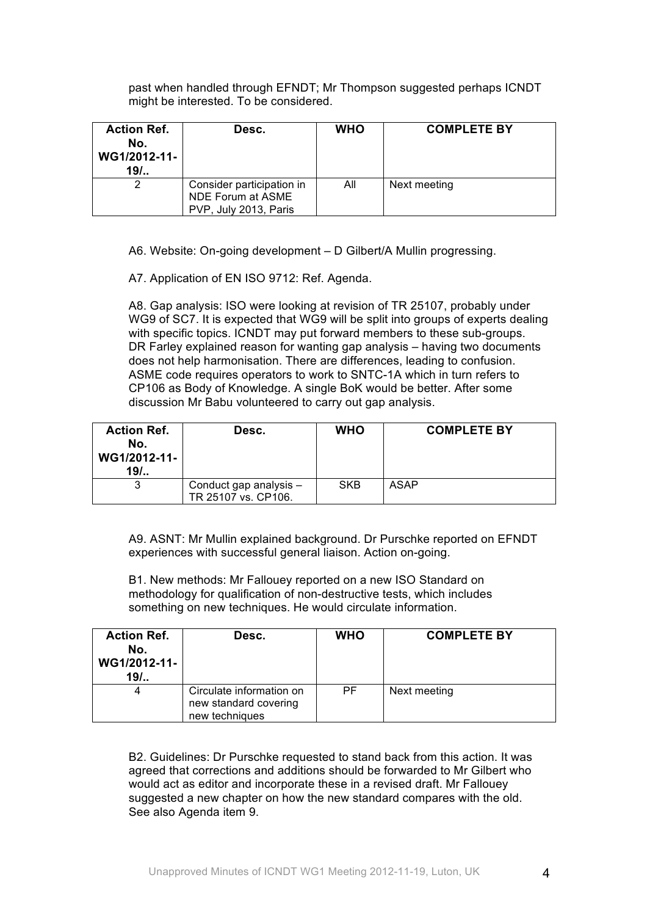past when handled through EFNDT; Mr Thompson suggested perhaps ICNDT might be interested. To be considered.

| Action Ref. No. WG1/2012-11-19/.. | Desc. | WHO | COMPLETE BY |
|---|---|---|---|
| 2 | Consider participation in NDE Forum at ASME PVP, July 2013, Paris | All | Next meeting |

A6. Website: On-going development – D Gilbert/A Mullin progressing.

A7. Application of EN ISO 9712: Ref. Agenda.

A8. Gap analysis: ISO were looking at revision of TR 25107, probably under WG9 of SC7. It is expected that WG9 will be split into groups of experts dealing with specific topics. ICNDT may put forward members to these sub-groups. DR Farley explained reason for wanting gap analysis – having two documents does not help harmonisation. There are differences, leading to confusion. ASME code requires operators to work to SNTC-1A which in turn refers to CP106 as Body of Knowledge. A single BoK would be better. After some discussion Mr Babu volunteered to carry out gap analysis.

| Action Ref. No. WG1/2012-11-19/.. | Desc. | WHO | COMPLETE BY |
|---|---|---|---|
| 3 | Conduct gap analysis – TR 25107 vs. CP106. | SKB | ASAP |

A9. ASNT: Mr Mullin explained background. Dr Purschke reported on EFNDT experiences with successful general liaison. Action on-going.

B1. New methods: Mr Fallouey reported on a new ISO Standard on methodology for qualification of non-destructive tests, which includes something on new techniques. He would circulate information.

| Action Ref. No. WG1/2012-11-19/.. | Desc. | WHO | COMPLETE BY |
|---|---|---|---|
| 4 | Circulate information on new standard covering new techniques | PF | Next meeting |

B2. Guidelines: Dr Purschke requested to stand back from this action. It was agreed that corrections and additions should be forwarded to Mr Gilbert who would act as editor and incorporate these in a revised draft. Mr Fallouey suggested a new chapter on how the new standard compares with the old. See also Agenda item 9.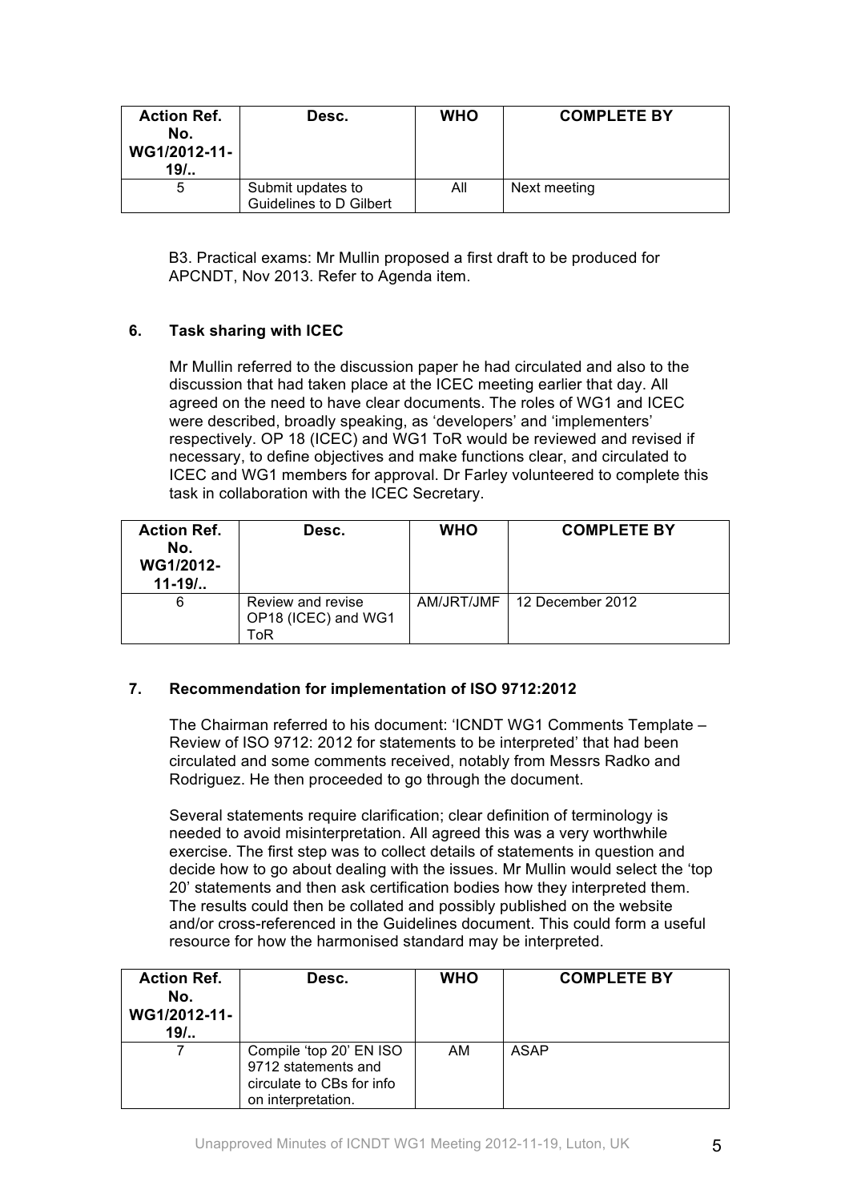| Action Ref. No. WG1/2012-11-19/.. | Desc. | WHO | COMPLETE BY |
|---|---|---|---|
| 5 | Submit updates to Guidelines to D Gilbert | All | Next meeting |

B3. Practical exams: Mr Mullin proposed a first draft to be produced for APCNDT, Nov 2013. Refer to Agenda item.

## 6. Task sharing with ICEC

Mr Mullin referred to the discussion paper he had circulated and also to the discussion that had taken place at the ICEC meeting earlier that day. All agreed on the need to have clear documents. The roles of WG1 and ICEC were described, broadly speaking, as 'developers' and 'implementers' respectively. OP 18 (ICEC) and WG1 ToR would be reviewed and revised if necessary, to define objectives and make functions clear, and circulated to ICEC and WG1 members for approval. Dr Farley volunteered to complete this task in collaboration with the ICEC Secretary.

| Action Ref. No. WG1/2012-11-19/.. | Desc. | WHO | COMPLETE BY |
|---|---|---|---|
| 6 | Review and revise OP18 (ICEC) and WG1 ToR | AM/JRT/JMF | 12 December 2012 |

## 7. Recommendation for implementation of ISO 9712:2012

The Chairman referred to his document: 'ICNDT WG1 Comments Template – Review of ISO 9712: 2012 for statements to be interpreted' that had been circulated and some comments received, notably from Messrs Radko and Rodriguez. He then proceeded to go through the document.

Several statements require clarification; clear definition of terminology is needed to avoid misinterpretation. All agreed this was a very worthwhile exercise. The first step was to collect details of statements in question and decide how to go about dealing with the issues. Mr Mullin would select the 'top 20' statements and then ask certification bodies how they interpreted them. The results could then be collated and possibly published on the website and/or cross-referenced in the Guidelines document. This could form a useful resource for how the harmonised standard may be interpreted.

| Action Ref. No. WG1/2012-11-19/.. | Desc. | WHO | COMPLETE BY |
|---|---|---|---|
| 7 | Compile 'top 20' EN ISO 9712 statements and circulate to CBs for info on interpretation. | AM | ASAP |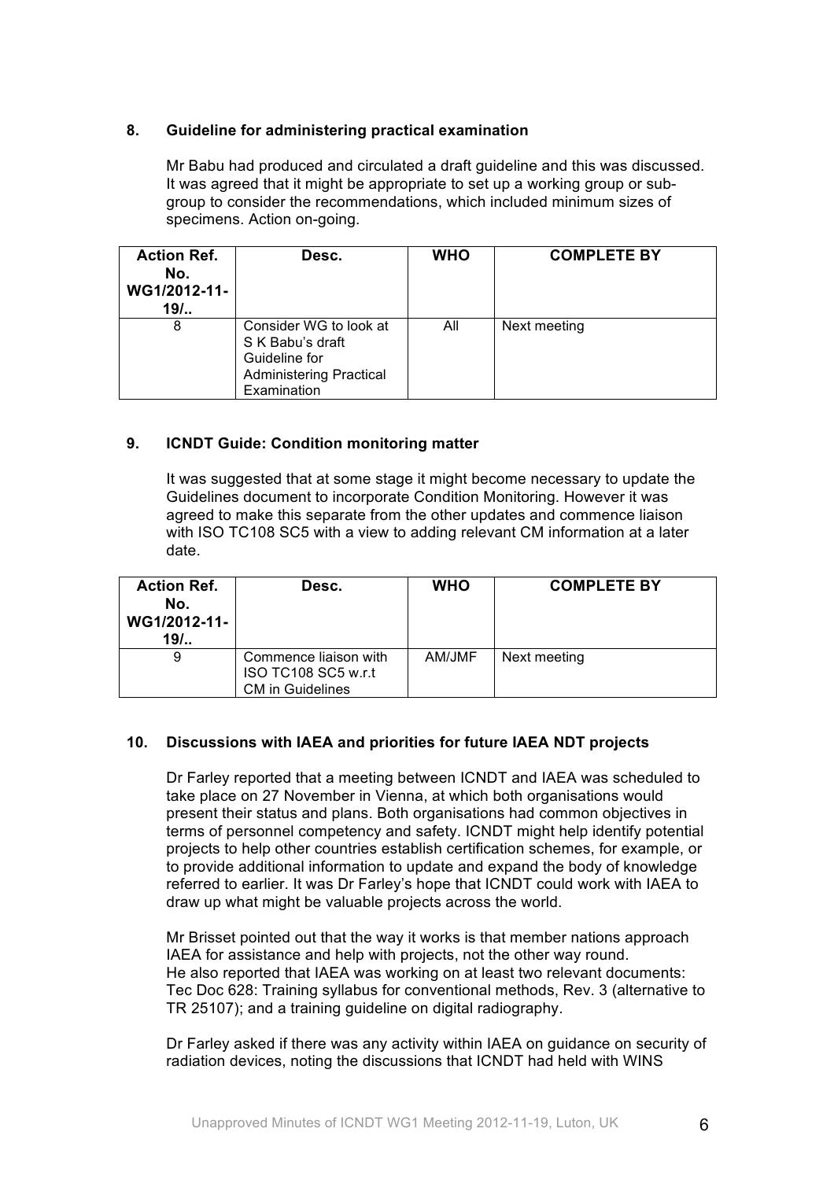## 8. Guideline for administering practical examination

Mr Babu had produced and circulated a draft guideline and this was discussed. It was agreed that it might be appropriate to set up a working group or sub-group to consider the recommendations, which included minimum sizes of specimens. Action on-going.

| Action Ref. No. WG1/2012-11-19/.. | Desc. | WHO | COMPLETE BY |
|---|---|---|---|
| 8 | Consider WG to look at S K Babu's draft Guideline for Administering Practical Examination | All | Next meeting |

## 9. ICNDT Guide: Condition monitoring matter

It was suggested that at some stage it might become necessary to update the Guidelines document to incorporate Condition Monitoring. However it was agreed to make this separate from the other updates and commence liaison with ISO TC108 SC5 with a view to adding relevant CM information at a later date.

| Action Ref. No. WG1/2012-11-19/.. | Desc. | WHO | COMPLETE BY |
|---|---|---|---|
| 9 | Commence liaison with ISO TC108 SC5 w.r.t CM in Guidelines | AM/JMF | Next meeting |

## 10. Discussions with IAEA and priorities for future IAEA NDT projects

Dr Farley reported that a meeting between ICNDT and IAEA was scheduled to take place on 27 November in Vienna, at which both organisations would present their status and plans. Both organisations had common objectives in terms of personnel competency and safety. ICNDT might help identify potential projects to help other countries establish certification schemes, for example, or to provide additional information to update and expand the body of knowledge referred to earlier. It was Dr Farley's hope that ICNDT could work with IAEA to draw up what might be valuable projects across the world.

Mr Brisset pointed out that the way it works is that member nations approach IAEA for assistance and help with projects, not the other way round. He also reported that IAEA was working on at least two relevant documents: Tec Doc 628: Training syllabus for conventional methods, Rev. 3 (alternative to TR 25107); and a training guideline on digital radiography.

Dr Farley asked if there was any activity within IAEA on guidance on security of radiation devices, noting the discussions that ICNDT had held with WINS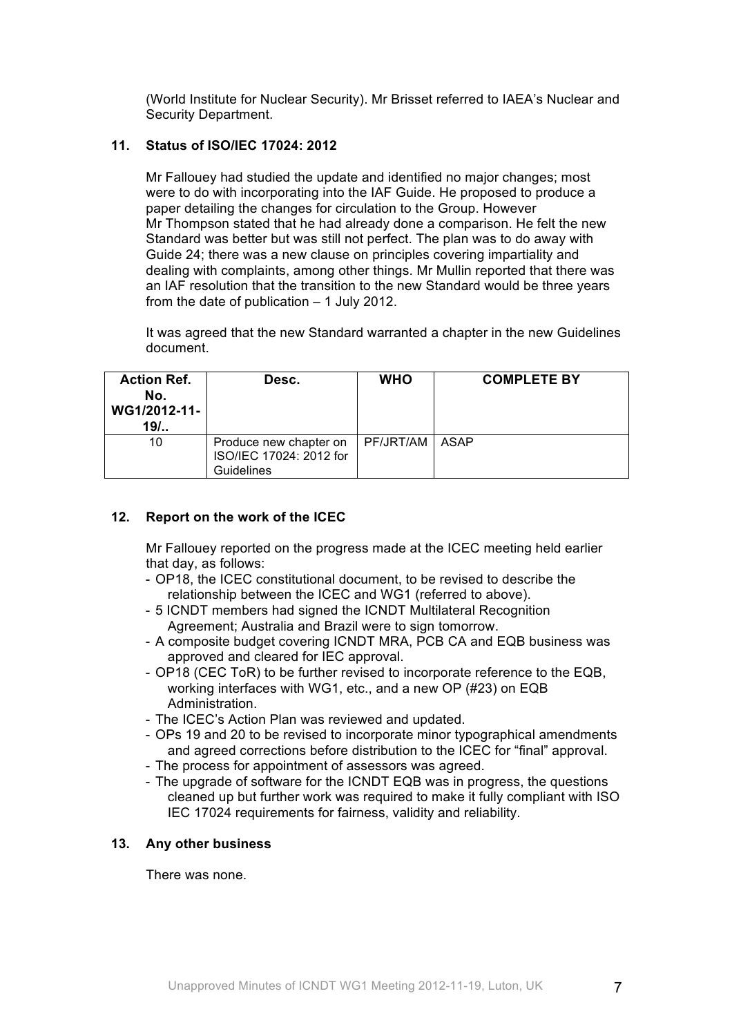(World Institute for Nuclear Security). Mr Brisset referred to IAEA's Nuclear and Security Department.

## 11. Status of ISO/IEC 17024: 2012

Mr Fallouey had studied the update and identified no major changes; most were to do with incorporating into the IAF Guide. He proposed to produce a paper detailing the changes for circulation to the Group. However Mr Thompson stated that he had already done a comparison. He felt the new Standard was better but was still not perfect. The plan was to do away with Guide 24; there was a new clause on principles covering impartiality and dealing with complaints, among other things. Mr Mullin reported that there was an IAF resolution that the transition to the new Standard would be three years from the date of publication – 1 July 2012.

It was agreed that the new Standard warranted a chapter in the new Guidelines document.

| Action Ref. No. WG1/2012-11-19/.. | Desc. | WHO | COMPLETE BY |
|---|---|---|---|
| 10 | Produce new chapter on ISO/IEC 17024: 2012 for Guidelines | PF/JRT/AM | ASAP |

## 12. Report on the work of the ICEC

Mr Fallouey reported on the progress made at the ICEC meeting held earlier that day, as follows:

- OP18, the ICEC constitutional document, to be revised to describe the relationship between the ICEC and WG1 (referred to above).
- 5 ICNDT members had signed the ICNDT Multilateral Recognition Agreement; Australia and Brazil were to sign tomorrow.
- A composite budget covering ICNDT MRA, PCB CA and EQB business was approved and cleared for IEC approval.
- OP18 (CEC ToR) to be further revised to incorporate reference to the EQB, working interfaces with WG1, etc., and a new OP (#23) on EQB Administration.
- The ICEC's Action Plan was reviewed and updated.
- OPs 19 and 20 to be revised to incorporate minor typographical amendments and agreed corrections before distribution to the ICEC for "final" approval.
- The process for appointment of assessors was agreed.
- The upgrade of software for the ICNDT EQB was in progress, the questions cleaned up but further work was required to make it fully compliant with ISO IEC 17024 requirements for fairness, validity and reliability.

## 13. Any other business

There was none.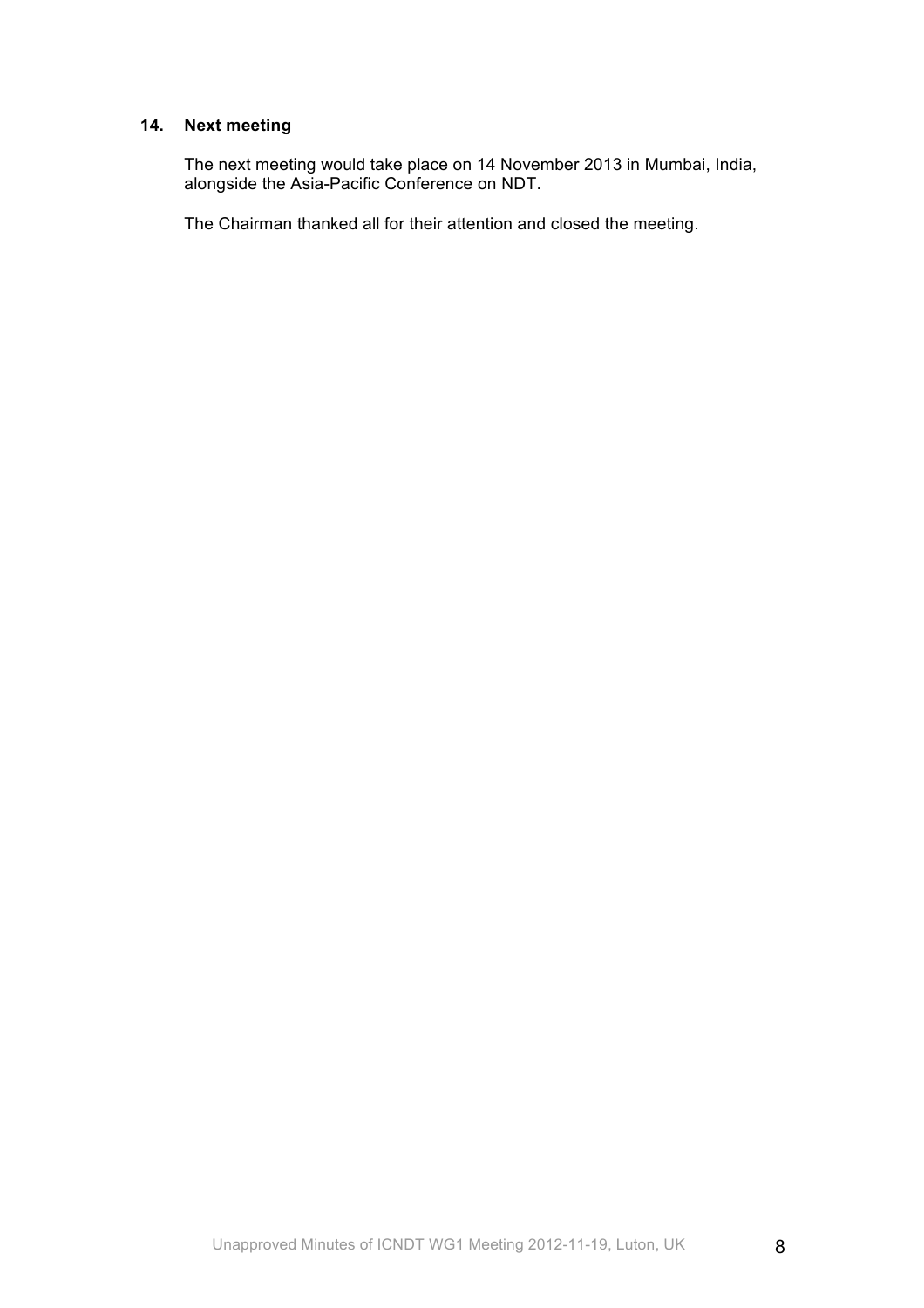### 14. Next meeting

The next meeting would take place on 14 November 2013 in Mumbai, India, alongside the Asia-Pacific Conference on NDT.

The Chairman thanked all for their attention and closed the meeting.